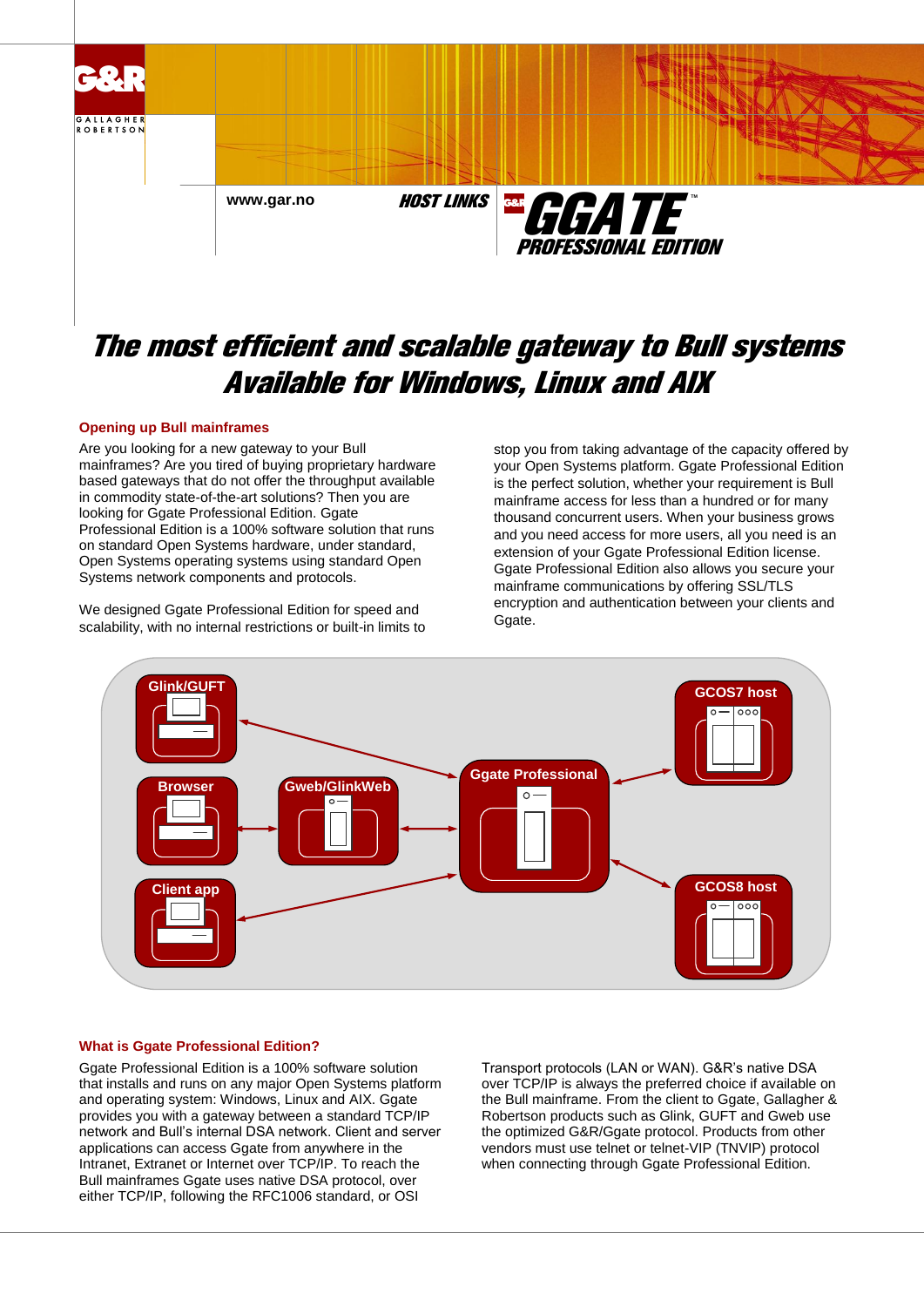G&R GALLAGHER ROBERTSON

www.gar.no

HOST LINKS

GGATE™ PROFESSIONAL EDITION

# The most efficient and scalable gateway to Bull systems Available for Windows, Linux and AIX

## Opening up Bull mainframes

Are you looking for a new gateway to your Bull mainframes? Are you tired of buying proprietary hardware based gateways that do not offer the throughput available in commodity state-of-the-art solutions? Then you are looking for Ggate Professional Edition. Ggate Professional Edition is a 100% software solution that runs on standard Open Systems hardware, under standard, Open Systems operating systems using standard Open Systems network components and protocols.

We designed Ggate Professional Edition for speed and scalability, with no internal restrictions or built-in limits to stop you from taking advantage of the capacity offered by your Open Systems platform. Ggate Professional Edition is the perfect solution, whether your requirement is Bull mainframe access for less than a hundred or for many thousand concurrent users. When your business grows and you need access for more users, all you need is an extension of your Ggate Professional Edition license. Ggate Professional Edition also allows you secure your mainframe communications by offering SSL/TLS encryption and authentication between your clients and Ggate.

Glink/GUFT · Browser · Gweb/GlinkWeb · Client app · Ggate Professional · GCOS7 host · GCOS8 host

## What is Ggate Professional Edition?

Ggate Professional Edition is a 100% software solution that installs and runs on any major Open Systems platform and operating system: Windows, Linux and AIX. Ggate provides you with a gateway between a standard TCP/IP network and Bull's internal DSA network. Client and server applications can access Ggate from anywhere in the Intranet, Extranet or Internet over TCP/IP. To reach the Bull mainframes Ggate uses native DSA protocol, over either TCP/IP, following the RFC1006 standard, or OSI Transport protocols (LAN or WAN). G&R's native DSA over TCP/IP is always the preferred choice if available on the Bull mainframe. From the client to Ggate, Gallagher & Robertson products such as Glink, GUFT and Gweb use the optimized G&R/Ggate protocol. Products from other vendors must use telnet or telnet-VIP (TNVIP) protocol when connecting through Ggate Professional Edition.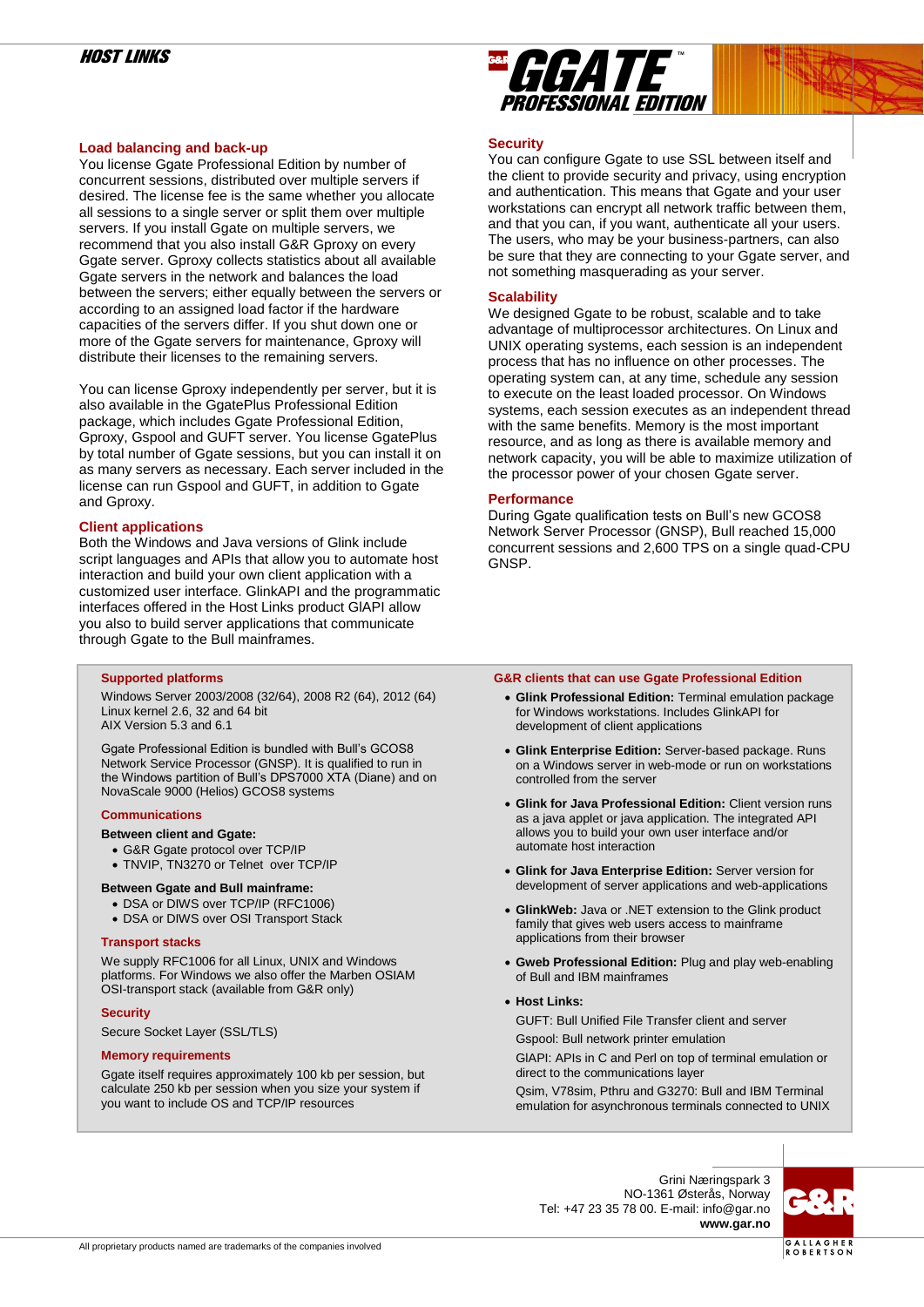## Load balancing and back-up

You license Ggate Professional Edition by number of concurrent sessions, distributed over multiple servers if desired. The license fee is the same whether you allocate all sessions to a single server or split them over multiple servers. If you install Ggate on multiple servers, we recommend that you also install G&R Gproxy on every Ggate server. Gproxy collects statistics about all available Ggate servers in the network and balances the load between the servers; either equally between the servers or according to an assigned load factor if the hardware capacities of the servers differ. If you shut down one or more of the Ggate servers for maintenance, Gproxy will distribute their licenses to the remaining servers.

You can license Gproxy independently per server, but it is also available in the GgatePlus Professional Edition package, which includes Ggate Professional Edition, Gproxy, Gspool and GUFT server. You license GgatePlus by total number of Ggate sessions, but you can install it on as many servers as necessary. Each server included in the license can run Gspool and GUFT, in addition to Ggate and Gproxy.

## Client applications

Both the Windows and Java versions of Glink include script languages and APIs that allow you to automate host interaction and build your own client application with a customized user interface. GlinkAPI and the programmatic interfaces offered in the Host Links product GIAPI allow you also to build server applications that communicate through Ggate to the Bull mainframes.

## Security

You can configure Ggate to use SSL between itself and the client to provide security and privacy, using encryption and authentication. This means that Ggate and your user workstations can encrypt all network traffic between them, and that you can, if you want, authenticate all your users. The users, who may be your business-partners, can also be sure that they are connecting to your Ggate server, and not something masquerading as your server.

## Scalability

We designed Ggate to be robust, scalable and to take advantage of multiprocessor architectures. On Linux and UNIX operating systems, each session is an independent process that has no influence on other processes. The operating system can, at any time, schedule any session to execute on the least loaded processor. On Windows systems, each session executes as an independent thread with the same benefits. Memory is the most important resource, and as long as there is available memory and network capacity, you will be able to maximize utilization of the processor power of your chosen Ggate server.

## Performance

During Ggate qualification tests on Bull's new GCOS8 Network Server Processor (GNSP), Bull reached 15,000 concurrent sessions and 2,600 TPS on a single quad-CPU GNSP.

### Supported platforms

Windows Server 2003/2008 (32/64), 2008 R2 (64), 2012 (64)
Linux kernel 2.6, 32 and 64 bit
AIX Version 5.3 and 6.1

Ggate Professional Edition is bundled with Bull's GCOS8 Network Service Processor (GNSP). It is qualified to run in the Windows partition of Bull's DPS7000 XTA (Diane) and on NovaScale 9000 (Helios) GCOS8 systems

### Communications

**Between client and Ggate:**

- G&R Ggate protocol over TCP/IP
- TNVIP, TN3270 or Telnet over TCP/IP

**Between Ggate and Bull mainframe:**

- DSA or DIWS over TCP/IP (RFC1006)
- DSA or DIWS over OSI Transport Stack

### Transport stacks

We supply RFC1006 for all Linux, UNIX and Windows platforms. For Windows we also offer the Marben OSIAM OSI-transport stack (available from G&R only)

### Security

Secure Socket Layer (SSL/TLS)

### Memory requirements

Ggate itself requires approximately 100 kb per session, but calculate 250 kb per session when you size your system if you want to include OS and TCP/IP resources

### G&R clients that can use Ggate Professional Edition

- **Glink Professional Edition:** Terminal emulation package for Windows workstations. Includes GlinkAPI for development of client applications
- **Glink Enterprise Edition:** Server-based package. Runs on a Windows server in web-mode or run on workstations controlled from the server
- **Glink for Java Professional Edition:** Client version runs as a java applet or java application. The integrated API allows you to build your own user interface and/or automate host interaction
- **Glink for Java Enterprise Edition:** Server version for development of server applications and web-applications
- **GlinkWeb:** Java or .NET extension to the Glink product family that gives web users access to mainframe applications from their browser
- **Gweb Professional Edition:** Plug and play web-enabling of Bull and IBM mainframes
- **Host Links:**

  GUFT: Bull Unified File Transfer client and server

  Gspool: Bull network printer emulation

  GIAPI: APIs in C and Perl on top of terminal emulation or direct to the communications layer

  Qsim, V78sim, Pthru and G3270: Bull and IBM Terminal emulation for asynchronous terminals connected to UNIX

Grini Næringspark 3
NO-1361 Østerås, Norway
Tel: +47 23 35 78 00. E-mail: info@gar.no
**www.gar.no**

All proprietary products named are trademarks of the companies involved